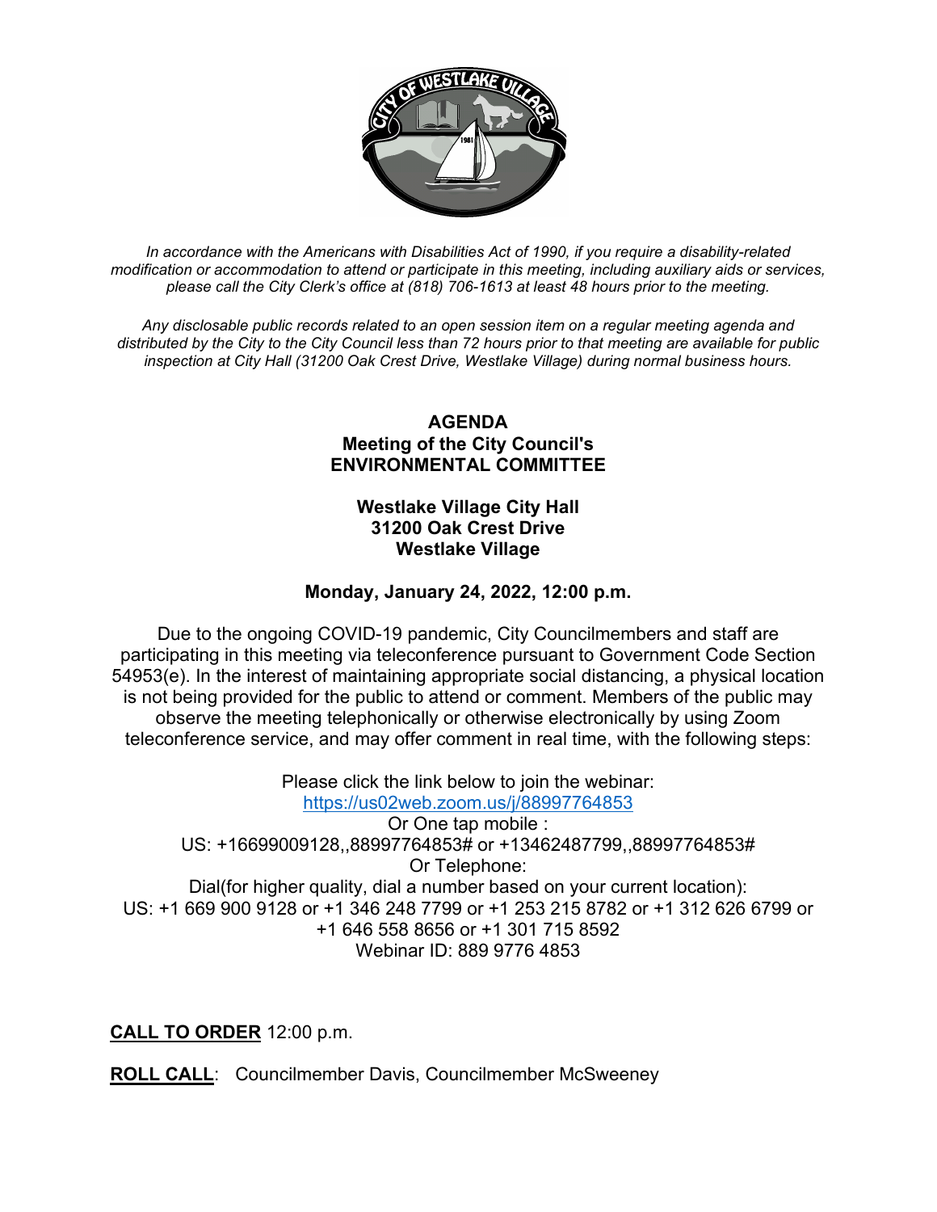*In accordance with the Americans with Disabilities Act of 1990, if you require a disability-related modification or accommodation to attend or participate in this meeting, including auxiliary aids or services, please call the City Clerk's office at (818) 706-1613 at least 48 hours prior to the meeting.*

*Any disclosable public records related to an open session item on a regular meeting agenda and distributed by the City to the City Council less than 72 hours prior to that meeting are available for public inspection at City Hall (31200 Oak Crest Drive, Westlake Village) during normal business hours.*

**AGENDA**
**Meeting of the City Council's**
**ENVIRONMENTAL COMMITTEE**

**Westlake Village City Hall**
**31200 Oak Crest Drive**
**Westlake Village**

**Monday, January 24, 2022, 12:00 p.m.**

Due to the ongoing COVID-19 pandemic, City Councilmembers and staff are participating in this meeting via teleconference pursuant to Government Code Section 54953(e). In the interest of maintaining appropriate social distancing, a physical location is not being provided for the public to attend or comment. Members of the public may observe the meeting telephonically or otherwise electronically by using Zoom teleconference service, and may offer comment in real time, with the following steps:

Please click the link below to join the webinar:
https://us02web.zoom.us/j/88997764853
Or One tap mobile :
US: +16699009128,,88997764853# or +13462487799,,88997764853#
Or Telephone:
Dial(for higher quality, dial a number based on your current location):
US: +1 669 900 9128 or +1 346 248 7799 or +1 253 215 8782 or +1 312 626 6799 or +1 646 558 8656 or +1 301 715 8592
Webinar ID: 889 9776 4853

**CALL TO ORDER** 12:00 p.m.

**ROLL CALL**: Councilmember Davis, Councilmember McSweeney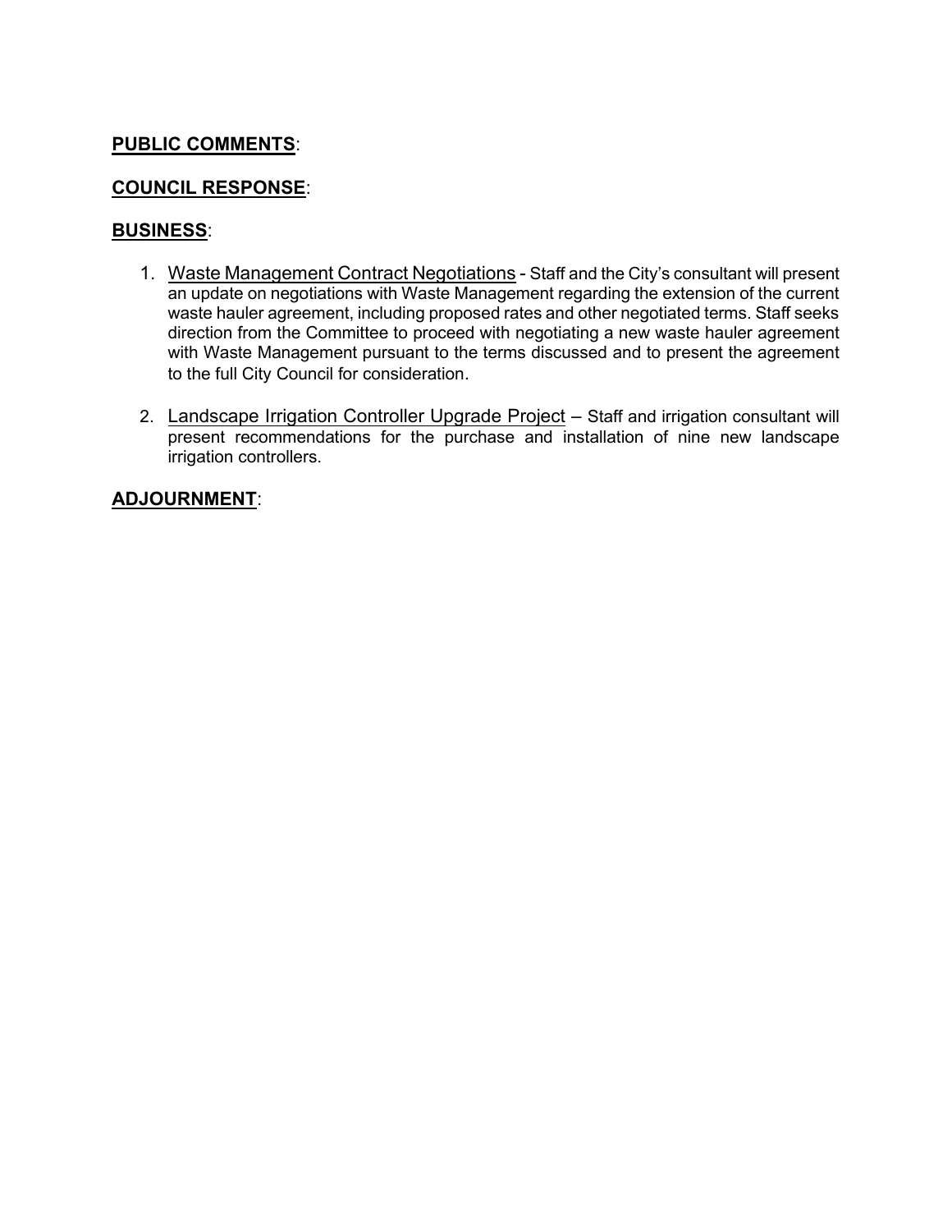**PUBLIC COMMENTS**:

**COUNCIL RESPONSE**:

**BUSINESS**:

1. Waste Management Contract Negotiations - Staff and the City's consultant will present an update on negotiations with Waste Management regarding the extension of the current waste hauler agreement, including proposed rates and other negotiated terms. Staff seeks direction from the Committee to proceed with negotiating a new waste hauler agreement with Waste Management pursuant to the terms discussed and to present the agreement to the full City Council for consideration.

2. Landscape Irrigation Controller Upgrade Project – Staff and irrigation consultant will present recommendations for the purchase and installation of nine new landscape irrigation controllers.

**ADJOURNMENT**: